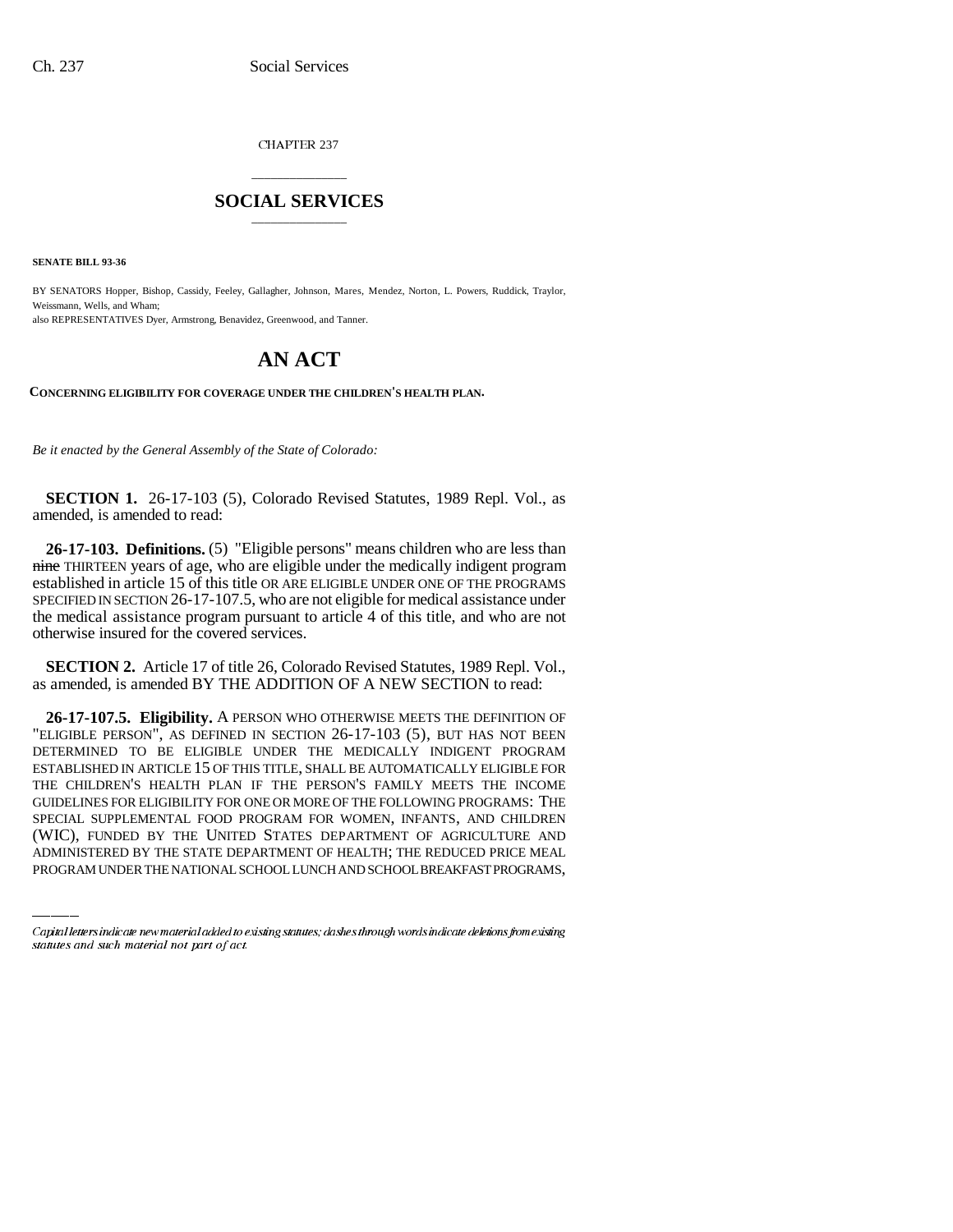CHAPTER 237

## SOCIAL SERVICES

**SENATE BILL 93-36**

BY SENATORS Hopper, Bishop, Cassidy, Feeley, Gallagher, Johnson, Mares, Mendez, Norton, L. Powers, Ruddick, Traylor, Weissmann, Wells, and Wham;

also REPRESENTATIVES Dyer, Armstrong, Benavidez, Greenwood, and Tanner.

# AN ACT

**CONCERNING ELIGIBILITY FOR COVERAGE UNDER THE CHILDREN'S HEALTH PLAN.**

*Be it enacted by the General Assembly of the State of Colorado:*

**SECTION 1.** 26-17-103 (5), Colorado Revised Statutes, 1989 Repl. Vol., as amended, is amended to read:

**26-17-103. Definitions.** (5) "Eligible persons" means children who are less than ~~nine~~ THIRTEEN years of age, who are eligible under the medically indigent program established in article 15 of this title OR ARE ELIGIBLE UNDER ONE OF THE PROGRAMS SPECIFIED IN SECTION 26-17-107.5, who are not eligible for medical assistance under the medical assistance program pursuant to article 4 of this title, and who are not otherwise insured for the covered services.

**SECTION 2.** Article 17 of title 26, Colorado Revised Statutes, 1989 Repl. Vol., as amended, is amended BY THE ADDITION OF A NEW SECTION to read:

**26-17-107.5. Eligibility.** A PERSON WHO OTHERWISE MEETS THE DEFINITION OF "ELIGIBLE PERSON", AS DEFINED IN SECTION 26-17-103 (5), BUT HAS NOT BEEN DETERMINED TO BE ELIGIBLE UNDER THE MEDICALLY INDIGENT PROGRAM ESTABLISHED IN ARTICLE 15 OF THIS TITLE, SHALL BE AUTOMATICALLY ELIGIBLE FOR THE CHILDREN'S HEALTH PLAN IF THE PERSON'S FAMILY MEETS THE INCOME GUIDELINES FOR ELIGIBILITY FOR ONE OR MORE OF THE FOLLOWING PROGRAMS: THE SPECIAL SUPPLEMENTAL FOOD PROGRAM FOR WOMEN, INFANTS, AND CHILDREN (WIC), FUNDED BY THE UNITED STATES DEPARTMENT OF AGRICULTURE AND ADMINISTERED BY THE STATE DEPARTMENT OF HEALTH; THE REDUCED PRICE MEAL PROGRAM UNDER THE NATIONAL SCHOOL LUNCH AND SCHOOL BREAKFAST PROGRAMS,

---

*Capital letters indicate new material added to existing statutes; dashes through words indicate deletions from existing statutes and such material not part of act.*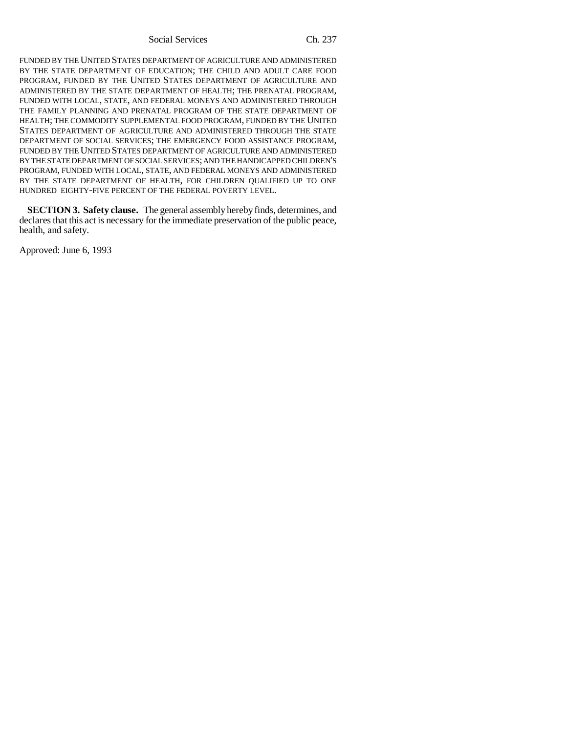FUNDED BY THE UNITED STATES DEPARTMENT OF AGRICULTURE AND ADMINISTERED BY THE STATE DEPARTMENT OF EDUCATION; THE CHILD AND ADULT CARE FOOD PROGRAM, FUNDED BY THE UNITED STATES DEPARTMENT OF AGRICULTURE AND ADMINISTERED BY THE STATE DEPARTMENT OF HEALTH; THE PRENATAL PROGRAM, FUNDED WITH LOCAL, STATE, AND FEDERAL MONEYS AND ADMINISTERED THROUGH THE FAMILY PLANNING AND PRENATAL PROGRAM OF THE STATE DEPARTMENT OF HEALTH; THE COMMODITY SUPPLEMENTAL FOOD PROGRAM, FUNDED BY THE UNITED STATES DEPARTMENT OF AGRICULTURE AND ADMINISTERED THROUGH THE STATE DEPARTMENT OF SOCIAL SERVICES; THE EMERGENCY FOOD ASSISTANCE PROGRAM, FUNDED BY THE UNITED STATES DEPARTMENT OF AGRICULTURE AND ADMINISTERED BY THE STATE DEPARTMENT OF SOCIAL SERVICES; AND THE HANDICAPPED CHILDREN'S PROGRAM, FUNDED WITH LOCAL, STATE, AND FEDERAL MONEYS AND ADMINISTERED BY THE STATE DEPARTMENT OF HEALTH, FOR CHILDREN QUALIFIED UP TO ONE HUNDRED EIGHTY-FIVE PERCENT OF THE FEDERAL POVERTY LEVEL.

**SECTION 3. Safety clause.** The general assembly hereby finds, determines, and declares that this act is necessary for the immediate preservation of the public peace, health, and safety.

Approved: June 6, 1993